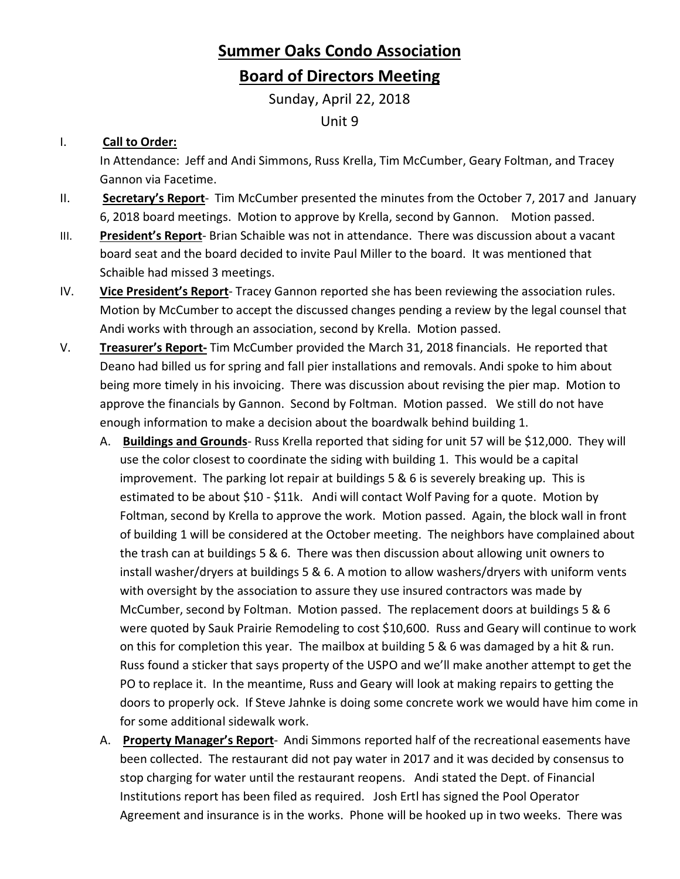# Summer Oaks Condo Association

## Board of Directors Meeting

Sunday, April 22, 2018

Unit 9

I. **Call to Order:**
In Attendance: Jeff and Andi Simmons, Russ Krella, Tim McCumber, Geary Foltman, and Tracey Gannon via Facetime.

II. **Secretary's Report**- Tim McCumber presented the minutes from the October 7, 2017 and January 6, 2018 board meetings. Motion to approve by Krella, second by Gannon. Motion passed.

III. **President's Report**- Brian Schaible was not in attendance. There was discussion about a vacant board seat and the board decided to invite Paul Miller to the board. It was mentioned that Schaible had missed 3 meetings.

IV. **Vice President's Report**- Tracey Gannon reported she has been reviewing the association rules. Motion by McCumber to accept the discussed changes pending a review by the legal counsel that Andi works with through an association, second by Krella. Motion passed.

V. **Treasurer's Report-** Tim McCumber provided the March 31, 2018 financials. He reported that Deano had billed us for spring and fall pier installations and removals. Andi spoke to him about being more timely in his invoicing. There was discussion about revising the pier map. Motion to approve the financials by Gannon. Second by Foltman. Motion passed. We still do not have enough information to make a decision about the boardwalk behind building 1.

   A. **Buildings and Grounds**- Russ Krella reported that siding for unit 57 will be $12,000. They will use the color closest to coordinate the siding with building 1. This would be a capital improvement. The parking lot repair at buildings 5 & 6 is severely breaking up. This is estimated to be about $10 - $11k. Andi will contact Wolf Paving for a quote. Motion by Foltman, second by Krella to approve the work. Motion passed. Again, the block wall in front of building 1 will be considered at the October meeting. The neighbors have complained about the trash can at buildings 5 & 6. There was then discussion about allowing unit owners to install washer/dryers at buildings 5 & 6. A motion to allow washers/dryers with uniform vents with oversight by the association to assure they use insured contractors was made by McCumber, second by Foltman. Motion passed. The replacement doors at buildings 5 & 6 were quoted by Sauk Prairie Remodeling to cost $10,600. Russ and Geary will continue to work on this for completion this year. The mailbox at building 5 & 6 was damaged by a hit & run. Russ found a sticker that says property of the USPO and we'll make another attempt to get the PO to replace it. In the meantime, Russ and Geary will look at making repairs to getting the doors to properly ock. If Steve Jahnke is doing some concrete work we would have him come in for some additional sidewalk work.

   A. **Property Manager's Report**- Andi Simmons reported half of the recreational easements have been collected. The restaurant did not pay water in 2017 and it was decided by consensus to stop charging for water until the restaurant reopens. Andi stated the Dept. of Financial Institutions report has been filed as required. Josh Ertl has signed the Pool Operator Agreement and insurance is in the works. Phone will be hooked up in two weeks. There was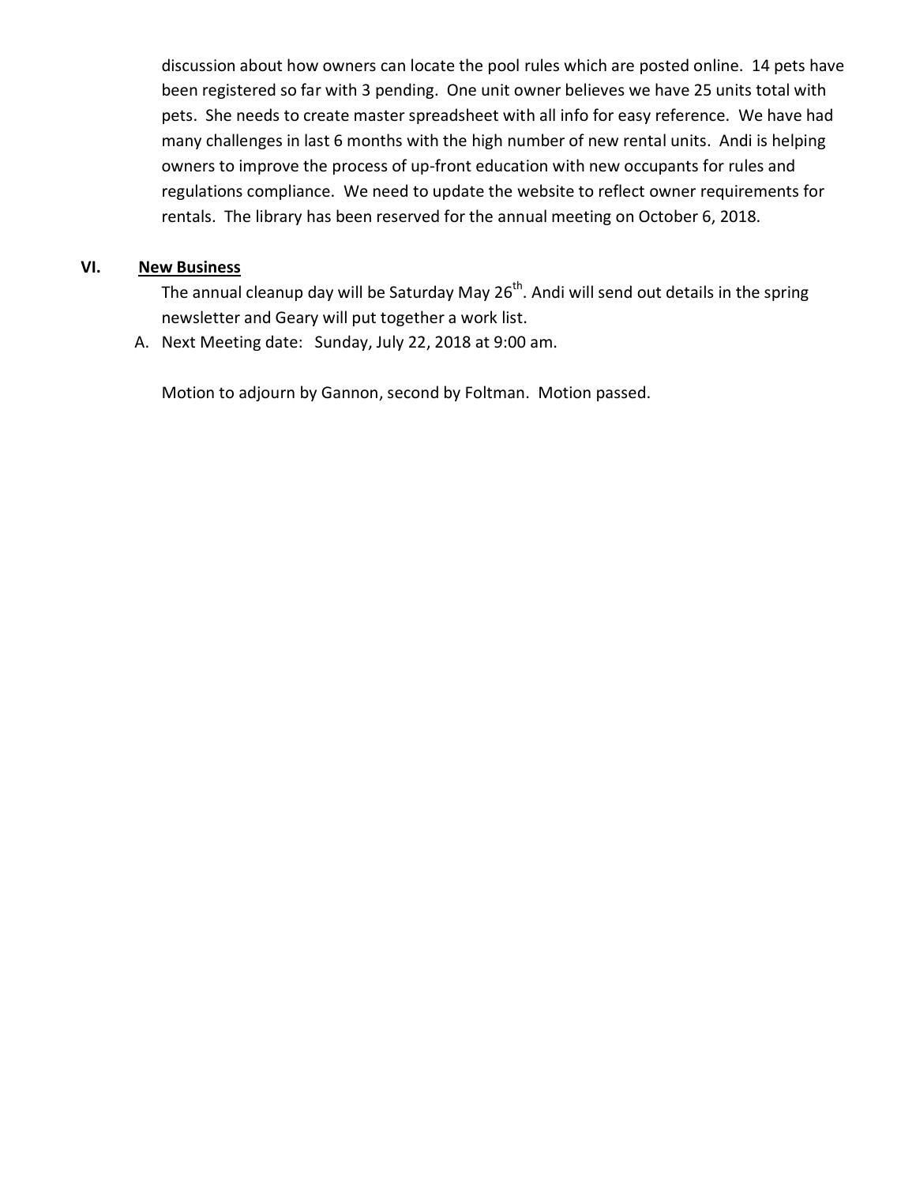discussion about how owners can locate the pool rules which are posted online. 14 pets have been registered so far with 3 pending. One unit owner believes we have 25 units total with pets. She needs to create master spreadsheet with all info for easy reference. We have had many challenges in last 6 months with the high number of new rental units. Andi is helping owners to improve the process of up-front education with new occupants for rules and regulations compliance. We need to update the website to reflect owner requirements for rentals. The library has been reserved for the annual meeting on October 6, 2018.

## VI. New Business

The annual cleanup day will be Saturday May 26th. Andi will send out details in the spring newsletter and Geary will put together a work list.

A. Next Meeting date: Sunday, July 22, 2018 at 9:00 am.

Motion to adjourn by Gannon, second by Foltman. Motion passed.